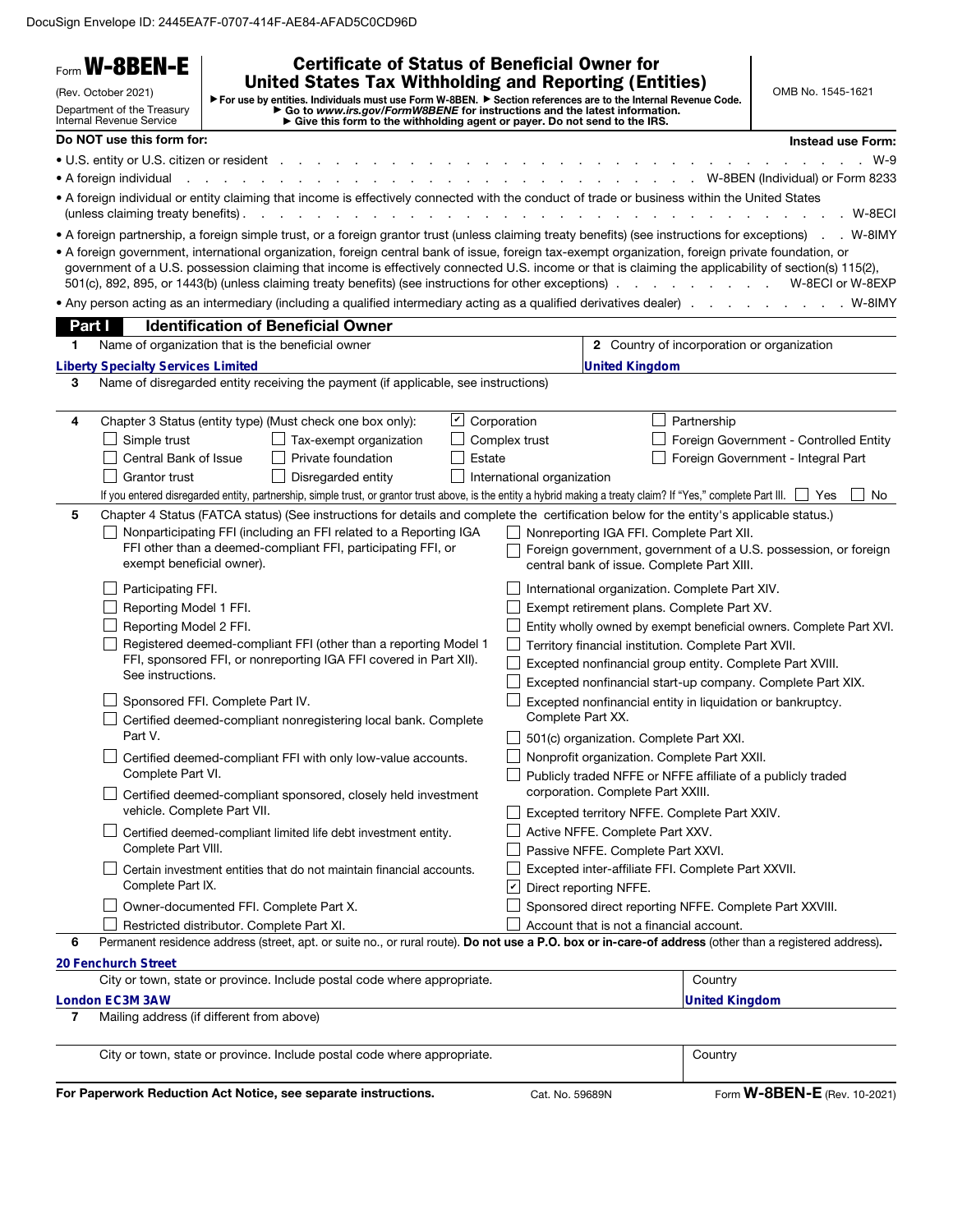DocuSign Envelope ID: 2445EA7F-0707-414F-AE84-AFAD5C0CD96D

# Form W-8BEN-E

(Rev. October 2021)

Department of the Treasury
Internal Revenue Service

## Certificate of Status of Beneficial Owner for United States Tax Withholding and Reporting (Entities)

▶ For use by entities. Individuals must use Form W-8BEN. ▶ Section references are to the Internal Revenue Code.
▶ Go to *www.irs.gov/FormW8BENE* for instructions and the latest information.
▶ Give this form to the withholding agent or payer. Do not send to the IRS.

OMB No. 1545-1621

**Do NOT use this form for:** **Instead use Form:**

- U.S. entity or U.S. citizen or resident . . . . . W-9
- A foreign individual . . . . . W-8BEN (Individual) or Form 8233
- A foreign individual or entity claiming that income is effectively connected with the conduct of trade or business within the United States (unless claiming treaty benefits) . . . . . W-8ECI
- A foreign partnership, a foreign simple trust, or a foreign grantor trust (unless claiming treaty benefits) (see instructions for exceptions) . . W-8IMY
- A foreign government, international organization, foreign central bank of issue, foreign tax-exempt organization, foreign private foundation, or government of a U.S. possession claiming that income is effectively connected U.S. income or that is claiming the applicability of section(s) 115(2), 501(c), 892, 895, or 1443(b) (unless claiming treaty benefits) (see instructions for other exceptions) . . . . . W-8ECI or W-8EXP
- Any person acting as an intermediary (including a qualified intermediary acting as a qualified derivatives dealer) . . . . . W-8IMY

## Part I Identification of Beneficial Owner

**1** Name of organization that is the beneficial owner: **Liberty Specialty Services Limited**

**2** Country of incorporation or organization: **United Kingdom**

**3** Name of disregarded entity receiving the payment (if applicable, see instructions):

**4** Chapter 3 Status (entity type) (Must check one box only):

- ☑ Corporation
- ☐ Partnership
- ☐ Simple trust
- ☐ Tax-exempt organization
- ☐ Complex trust
- ☐ Foreign Government - Controlled Entity
- ☐ Central Bank of Issue
- ☐ Private foundation
- ☐ Estate
- ☐ Foreign Government - Integral Part
- ☐ Grantor trust
- ☐ Disregarded entity
- ☐ International organization

If you entered disregarded entity, partnership, simple trust, or grantor trust above, is the entity a hybrid making a treaty claim? If "Yes," complete Part III. ☐ Yes ☐ No

**5** Chapter 4 Status (FATCA status) (See instructions for details and complete the certification below for the entity's applicable status.)

- ☐ Nonparticipating FFI (including an FFI related to a Reporting IGA FFI other than a deemed-compliant FFI, participating FFI, or exempt beneficial owner).
- ☐ Participating FFI.
- ☐ Reporting Model 1 FFI.
- ☐ Reporting Model 2 FFI.
- ☐ Registered deemed-compliant FFI (other than a reporting Model 1 FFI, sponsored FFI, or nonreporting IGA FFI covered in Part XII). See instructions.
- ☐ Sponsored FFI. Complete Part IV.
- ☐ Certified deemed-compliant nonregistering local bank. Complete Part V.
- ☐ Certified deemed-compliant FFI with only low-value accounts. Complete Part VI.
- ☐ Certified deemed-compliant sponsored, closely held investment vehicle. Complete Part VII.
- ☐ Certified deemed-compliant limited life debt investment entity. Complete Part VIII.
- ☐ Certain investment entities that do not maintain financial accounts. Complete Part IX.
- ☐ Owner-documented FFI. Complete Part X.
- ☐ Restricted distributor. Complete Part XI.
- ☐ Nonreporting IGA FFI. Complete Part XII.
- ☐ Foreign government, government of a U.S. possession, or foreign central bank of issue. Complete Part XIII.
- ☐ International organization. Complete Part XIV.
- ☐ Exempt retirement plans. Complete Part XV.
- ☐ Entity wholly owned by exempt beneficial owners. Complete Part XVI.
- ☐ Territory financial institution. Complete Part XVII.
- ☐ Excepted nonfinancial group entity. Complete Part XVIII.
- ☐ Excepted nonfinancial start-up company. Complete Part XIX.
- ☐ Excepted nonfinancial entity in liquidation or bankruptcy. Complete Part XX.
- ☐ 501(c) organization. Complete Part XXI.
- ☐ Nonprofit organization. Complete Part XXII.
- ☐ Publicly traded NFFE or NFFE affiliate of a publicly traded corporation. Complete Part XXIII.
- ☐ Excepted territory NFFE. Complete Part XXIV.
- ☐ Active NFFE. Complete Part XXV.
- ☐ Passive NFFE. Complete Part XXVI.
- ☐ Excepted inter-affiliate FFI. Complete Part XXVII.
- ☑ Direct reporting NFFE.
- ☐ Sponsored direct reporting NFFE. Complete Part XXVIII.
- ☐ Account that is not a financial account.

**6** Permanent residence address (street, apt. or suite no., or rural route). **Do not use a P.O. box or in-care-of address** (other than a registered address).

**20 Fenchurch Street**

City or town, state or province. Include postal code where appropriate: **London EC3M 3AW**

Country: **United Kingdom**

**7** Mailing address (if different from above)

City or town, state or province. Include postal code where appropriate.

Country

**For Paperwork Reduction Act Notice, see separate instructions.** Cat. No. 59689N Form **W-8BEN-E** (Rev. 10-2021)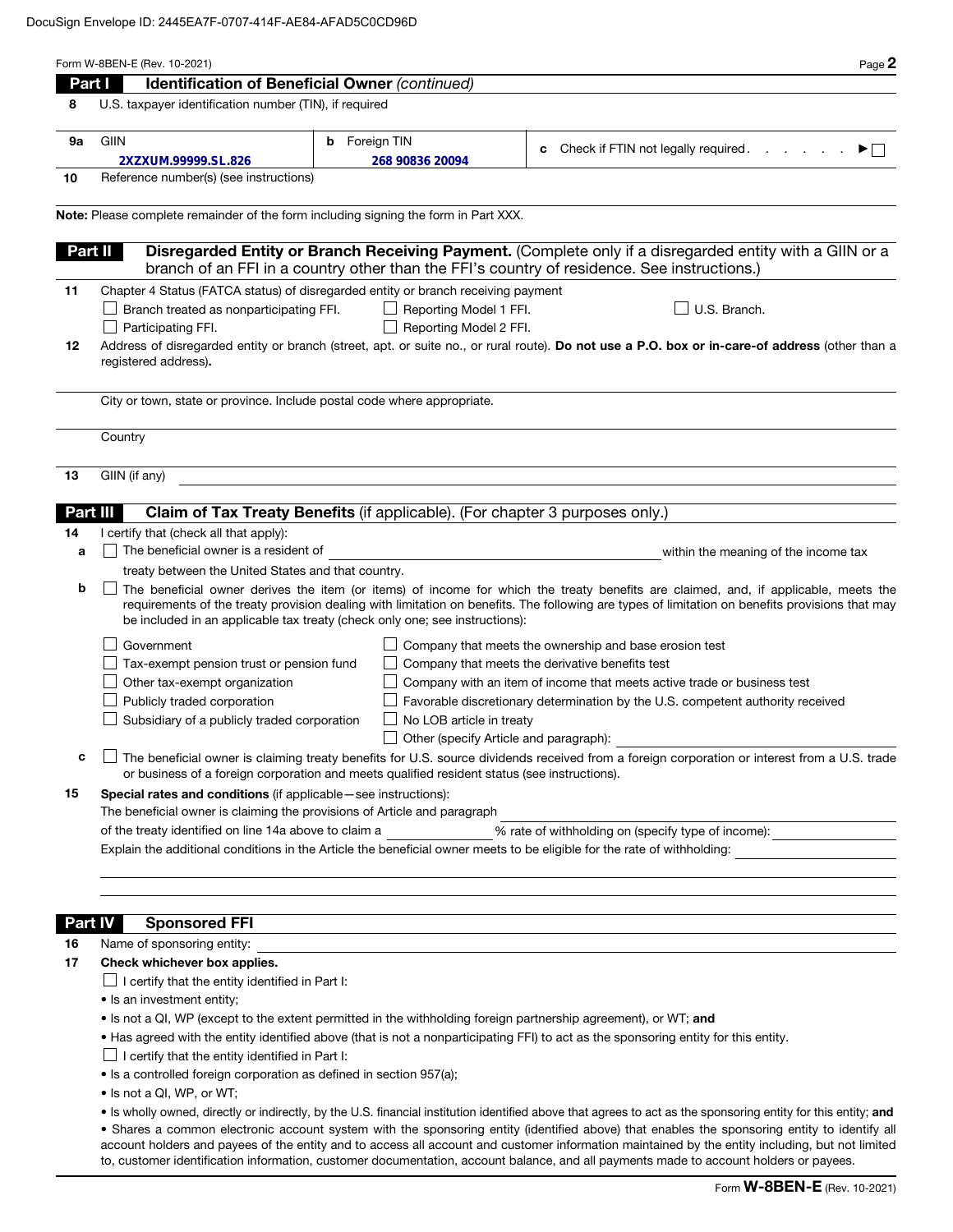DocuSign Envelope ID: 2445EA7F-0707-414F-AE84-AFAD5C0CD96D

Form W-8BEN-E (Rev. 10-2021)

## Part I Identification of Beneficial Owner *(continued)*

**8** U.S. taxpayer identification number (TIN), if required

| **9a** GIIN | **b** Foreign TIN | **c** Check if FTIN not legally required . . . . . . ► ☐ |
|---|---|---|
| 2XZXUM.99999.SL.826 | 268 90836 20094 | |

**10** Reference number(s) (see instructions)

**Note:** Please complete remainder of the form including signing the form in Part XXX.

## Part II Disregarded Entity or Branch Receiving Payment. (Complete only if a disregarded entity with a GIIN or a branch of an FFI in a country other than the FFI's country of residence. See instructions.)

**11** Chapter 4 Status (FATCA status) of disregarded entity or branch receiving payment

☐ Branch treated as nonparticipating FFI. ☐ Reporting Model 1 FFI. ☐ U.S. Branch.
☐ Participating FFI. ☐ Reporting Model 2 FFI.

**12** Address of disregarded entity or branch (street, apt. or suite no., or rural route). **Do not use a P.O. box or in-care-of address** (other than a registered address).

City or town, state or province. Include postal code where appropriate.

Country

**13** GIIN (if any)

## Part III Claim of Tax Treaty Benefits (if applicable). (For chapter 3 purposes only.)

**14** I certify that (check all that apply):

**a** ☐ The beneficial owner is a resident of ____________ within the meaning of the income tax treaty between the United States and that country.

**b** ☐ The beneficial owner derives the item (or items) of income for which the treaty benefits are claimed, and, if applicable, meets the requirements of the treaty provision dealing with limitation on benefits. The following are types of limitation on benefits provisions that may be included in an applicable tax treaty (check only one; see instructions):

☐ Government
☐ Tax-exempt pension trust or pension fund
☐ Other tax-exempt organization
☐ Publicly traded corporation
☐ Subsidiary of a publicly traded corporation
☐ Company that meets the ownership and base erosion test
☐ Company that meets the derivative benefits test
☐ Company with an item of income that meets active trade or business test
☐ Favorable discretionary determination by the U.S. competent authority received
☐ No LOB article in treaty
☐ Other (specify Article and paragraph): ____________

**c** ☐ The beneficial owner is claiming treaty benefits for U.S. source dividends received from a foreign corporation or interest from a U.S. trade or business of a foreign corporation and meets qualified resident status (see instructions).

**15** **Special rates and conditions** (if applicable—see instructions):
The beneficial owner is claiming the provisions of Article and paragraph ____________
of the treaty identified on line 14a above to claim a ________ % rate of withholding on (specify type of income): ____________
Explain the additional conditions in the Article the beneficial owner meets to be eligible for the rate of withholding: ____________

## Part IV Sponsored FFI

**16** Name of sponsoring entity: ____________

**17** **Check whichever box applies.**

☐ I certify that the entity identified in Part I:

- Is an investment entity;
- Is not a QI, WP (except to the extent permitted in the withholding foreign partnership agreement), or WT; **and**
- Has agreed with the entity identified above (that is not a nonparticipating FFI) to act as the sponsoring entity for this entity.

☐ I certify that the entity identified in Part I:

- Is a controlled foreign corporation as defined in section 957(a);
- Is not a QI, WP, or WT;
- Is wholly owned, directly or indirectly, by the U.S. financial institution identified above that agrees to act as the sponsoring entity for this entity; **and**
- Shares a common electronic account system with the sponsoring entity (identified above) that enables the sponsoring entity to identify all account holders and payees of the entity and to access all account and customer information maintained by the entity including, but not limited to, customer identification information, customer documentation, account balance, and all payments made to account holders or payees.

Form **W-8BEN-E** (Rev. 10-2021)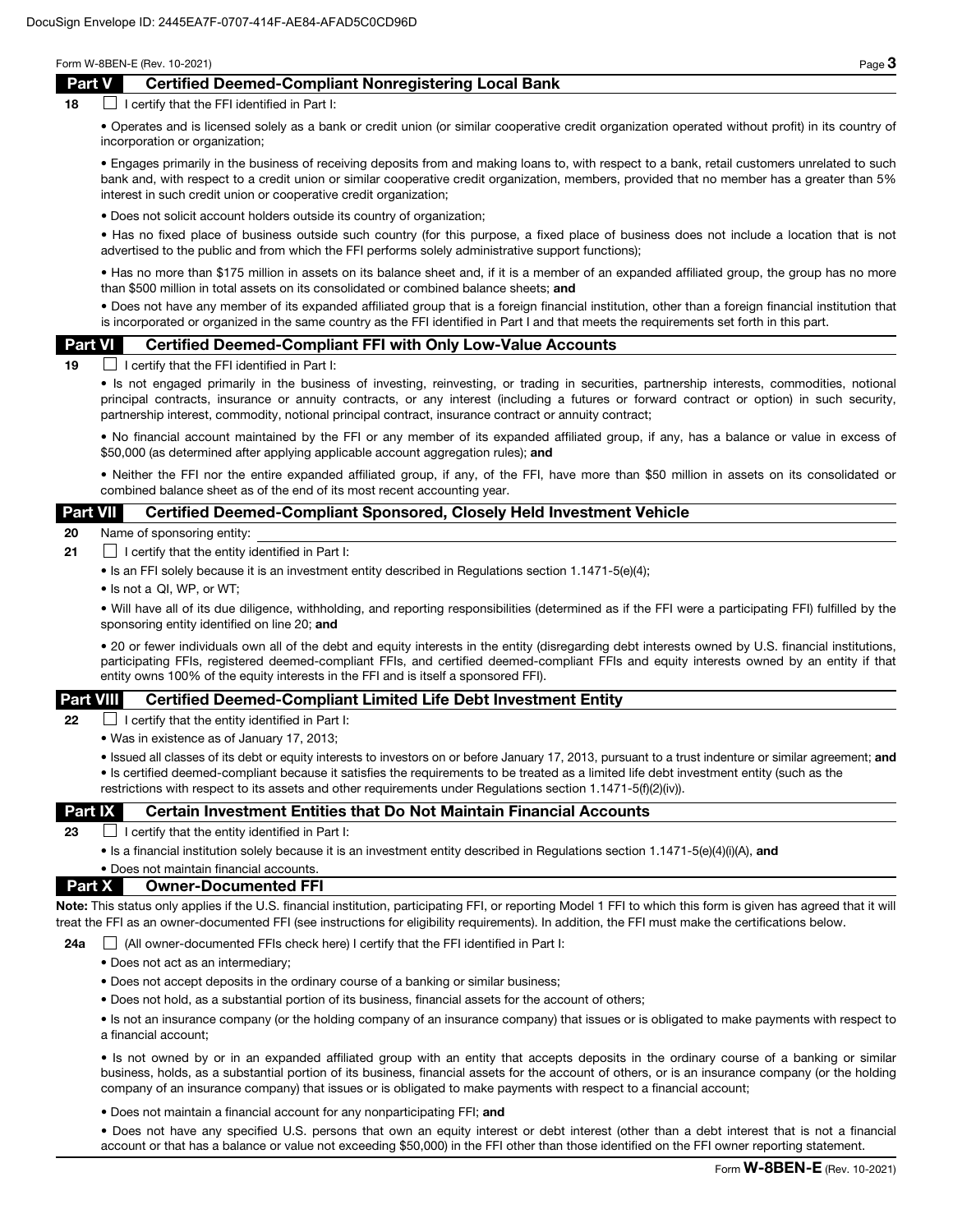## Part V Certified Deemed-Compliant Nonregistering Local Bank

**18** ☐ I certify that the FFI identified in Part I:

- Operates and is licensed solely as a bank or credit union (or similar cooperative credit organization operated without profit) in its country of incorporation or organization;
- Engages primarily in the business of receiving deposits from and making loans to, with respect to a bank, retail customers unrelated to such bank and, with respect to a credit union or similar cooperative credit organization, members, provided that no member has a greater than 5% interest in such credit union or cooperative credit organization;
- Does not solicit account holders outside its country of organization;
- Has no fixed place of business outside such country (for this purpose, a fixed place of business does not include a location that is not advertised to the public and from which the FFI performs solely administrative support functions);
- Has no more than $175 million in assets on its balance sheet and, if it is a member of an expanded affiliated group, the group has no more than $500 million in total assets on its consolidated or combined balance sheets; **and**
- Does not have any member of its expanded affiliated group that is a foreign financial institution, other than a foreign financial institution that is incorporated or organized in the same country as the FFI identified in Part I and that meets the requirements set forth in this part.

## Part VI Certified Deemed-Compliant FFI with Only Low-Value Accounts

**19** ☐ I certify that the FFI identified in Part I:

- Is not engaged primarily in the business of investing, reinvesting, or trading in securities, partnership interests, commodities, notional principal contracts, insurance or annuity contracts, or any interest (including a futures or forward contract or option) in such security, partnership interest, commodity, notional principal contract, insurance contract or annuity contract;
- No financial account maintained by the FFI or any member of its expanded affiliated group, if any, has a balance or value in excess of $50,000 (as determined after applying applicable account aggregation rules); **and**
- Neither the FFI nor the entire expanded affiliated group, if any, of the FFI, have more than $50 million in assets on its consolidated or combined balance sheet as of the end of its most recent accounting year.

## Part VII Certified Deemed-Compliant Sponsored, Closely Held Investment Vehicle

**20** Name of sponsoring entity:

**21** ☐ I certify that the entity identified in Part I:

- Is an FFI solely because it is an investment entity described in Regulations section 1.1471-5(e)(4);
- Is not a QI, WP, or WT;
- Will have all of its due diligence, withholding, and reporting responsibilities (determined as if the FFI were a participating FFI) fulfilled by the sponsoring entity identified on line 20; **and**
- 20 or fewer individuals own all of the debt and equity interests in the entity (disregarding debt interests owned by U.S. financial institutions, participating FFIs, registered deemed-compliant FFIs, and certified deemed-compliant FFIs and equity interests owned by an entity if that entity owns 100% of the equity interests in the FFI and is itself a sponsored FFI).

## Part VIII Certified Deemed-Compliant Limited Life Debt Investment Entity

**22** ☐ I certify that the entity identified in Part I:

- Was in existence as of January 17, 2013;
- Issued all classes of its debt or equity interests to investors on or before January 17, 2013, pursuant to a trust indenture or similar agreement; **and**
- Is certified deemed-compliant because it satisfies the requirements to be treated as a limited life debt investment entity (such as the restrictions with respect to its assets and other requirements under Regulations section 1.1471-5(f)(2)(iv)).

## Part IX Certain Investment Entities that Do Not Maintain Financial Accounts

**23** ☐ I certify that the entity identified in Part I:

- Is a financial institution solely because it is an investment entity described in Regulations section 1.1471-5(e)(4)(i)(A), **and**
- Does not maintain financial accounts.

## Part X Owner-Documented FFI

**Note:** This status only applies if the U.S. financial institution, participating FFI, or reporting Model 1 FFI to which this form is given has agreed that it will treat the FFI as an owner-documented FFI (see instructions for eligibility requirements). In addition, the FFI must make the certifications below.

**24a** ☐ (All owner-documented FFIs check here) I certify that the FFI identified in Part I:

- Does not act as an intermediary;
- Does not accept deposits in the ordinary course of a banking or similar business;
- Does not hold, as a substantial portion of its business, financial assets for the account of others;
- Is not an insurance company (or the holding company of an insurance company) that issues or is obligated to make payments with respect to a financial account;
- Is not owned by or in an expanded affiliated group with an entity that accepts deposits in the ordinary course of a banking or similar business, holds, as a substantial portion of its business, financial assets for the account of others, or is an insurance company (or the holding company of an insurance company) that issues or is obligated to make payments with respect to a financial account;
- Does not maintain a financial account for any nonparticipating FFI; **and**
- Does not have any specified U.S. persons that own an equity interest or debt interest (other than a debt interest that is not a financial account or that has a balance or value not exceeding $50,000) in the FFI other than those identified on the FFI owner reporting statement.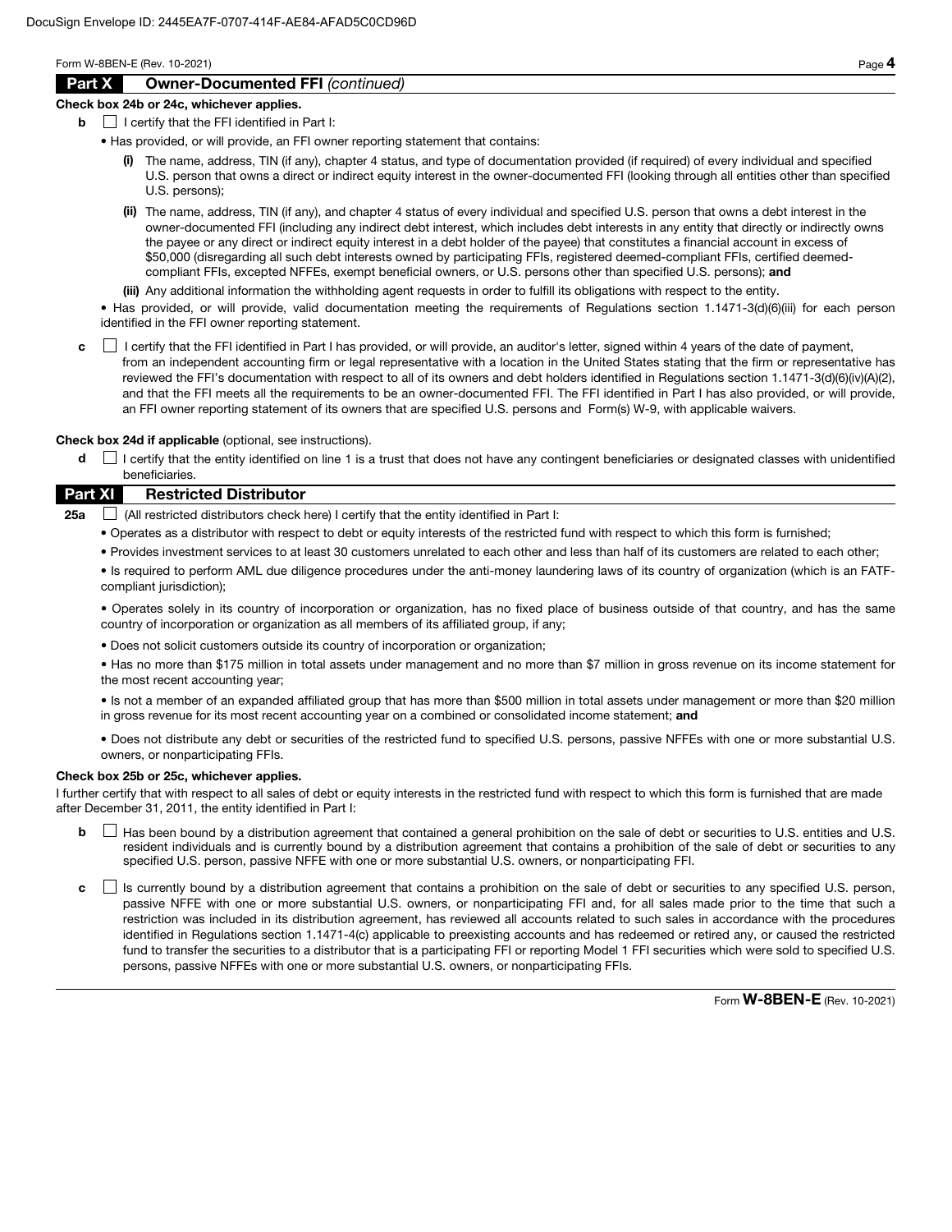## Part X Owner-Documented FFI *(continued)*

**Check box 24b or 24c, whichever applies.**

**b** ☐ I certify that the FFI identified in Part I:

- Has provided, or will provide, an FFI owner reporting statement that contains:
  - **(i)** The name, address, TIN (if any), chapter 4 status, and type of documentation provided (if required) of every individual and specified U.S. person that owns a direct or indirect equity interest in the owner-documented FFI (looking through all entities other than specified U.S. persons);
  - **(ii)** The name, address, TIN (if any), and chapter 4 status of every individual and specified U.S. person that owns a debt interest in the owner-documented FFI (including any indirect debt interest, which includes debt interests in any entity that directly or indirectly owns the payee or any direct or indirect equity interest in a debt holder of the payee) that constitutes a financial account in excess of $50,000 (disregarding all such debt interests owned by participating FFIs, registered deemed-compliant FFIs, certified deemed-compliant FFIs, excepted NFFEs, exempt beneficial owners, or U.S. persons other than specified U.S. persons); **and**
  - **(iii)** Any additional information the withholding agent requests in order to fulfill its obligations with respect to the entity.
- Has provided, or will provide, valid documentation meeting the requirements of Regulations section 1.1471-3(d)(6)(iii) for each person identified in the FFI owner reporting statement.

**c** ☐ I certify that the FFI identified in Part I has provided, or will provide, an auditor's letter, signed within 4 years of the date of payment, from an independent accounting firm or legal representative with a location in the United States stating that the firm or representative has reviewed the FFI's documentation with respect to all of its owners and debt holders identified in Regulations section 1.1471-3(d)(6)(iv)(A)(2), and that the FFI meets all the requirements to be an owner-documented FFI. The FFI identified in Part I has also provided, or will provide, an FFI owner reporting statement of its owners that are specified U.S. persons and Form(s) W-9, with applicable waivers.

**Check box 24d if applicable** (optional, see instructions).

**d** ☐ I certify that the entity identified on line 1 is a trust that does not have any contingent beneficiaries or designated classes with unidentified beneficiaries.

## Part XI Restricted Distributor

**25a** ☐ (All restricted distributors check here) I certify that the entity identified in Part I:

- Operates as a distributor with respect to debt or equity interests of the restricted fund with respect to which this form is furnished;
- Provides investment services to at least 30 customers unrelated to each other and less than half of its customers are related to each other;
- Is required to perform AML due diligence procedures under the anti-money laundering laws of its country of organization (which is an FATF-compliant jurisdiction);
- Operates solely in its country of incorporation or organization, has no fixed place of business outside of that country, and has the same country of incorporation or organization as all members of its affiliated group, if any;
- Does not solicit customers outside its country of incorporation or organization;
- Has no more than $175 million in total assets under management and no more than $7 million in gross revenue on its income statement for the most recent accounting year;
- Is not a member of an expanded affiliated group that has more than $500 million in total assets under management or more than $20 million in gross revenue for its most recent accounting year on a combined or consolidated income statement; **and**
- Does not distribute any debt or securities of the restricted fund to specified U.S. persons, passive NFFEs with one or more substantial U.S. owners, or nonparticipating FFIs.

**Check box 25b or 25c, whichever applies.**

I further certify that with respect to all sales of debt or equity interests in the restricted fund with respect to which this form is furnished that are made after December 31, 2011, the entity identified in Part I:

**b** ☐ Has been bound by a distribution agreement that contained a general prohibition on the sale of debt or securities to U.S. entities and U.S. resident individuals and is currently bound by a distribution agreement that contains a prohibition of the sale of debt or securities to any specified U.S. person, passive NFFE with one or more substantial U.S. owners, or nonparticipating FFI.

**c** ☐ Is currently bound by a distribution agreement that contains a prohibition on the sale of debt or securities to any specified U.S. person, passive NFFE with one or more substantial U.S. owners, or nonparticipating FFI and, for all sales made prior to the time that such a restriction was included in its distribution agreement, has reviewed all accounts related to such sales in accordance with the procedures identified in Regulations section 1.1471-4(c) applicable to preexisting accounts and has redeemed or retired any, or caused the restricted fund to transfer the securities to a distributor that is a participating FFI or reporting Model 1 FFI securities which were sold to specified U.S. persons, passive NFFEs with one or more substantial U.S. owners, or nonparticipating FFIs.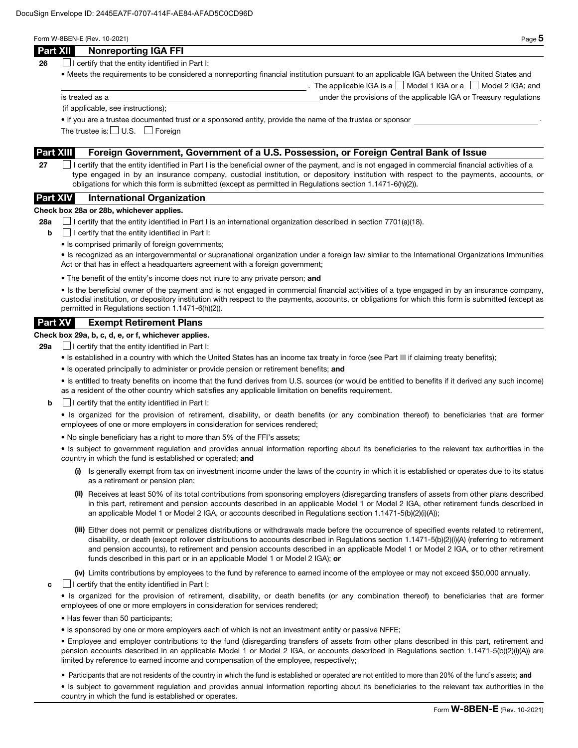## Part XII Nonreporting IGA FFI

**26** ☐ I certify that the entity identified in Part I:

- Meets the requirements to be considered a nonreporting financial institution pursuant to an applicable IGA between the United States and \_\_\_\_\_\_\_\_\_\_\_\_\_\_\_\_\_\_\_\_\_\_\_\_. The applicable IGA is a ☐ Model 1 IGA or a ☐ Model 2 IGA; and is treated as a \_\_\_\_\_\_\_\_\_\_\_\_\_\_\_\_\_\_\_\_\_\_\_\_ under the provisions of the applicable IGA or Treasury regulations (if applicable, see instructions);
- If you are a trustee documented trust or a sponsored entity, provide the name of the trustee or sponsor \_\_\_\_\_\_\_\_\_\_\_\_\_\_\_\_\_\_\_\_\_\_\_\_.

The trustee is: ☐ U.S. ☐ Foreign

## Part XIII Foreign Government, Government of a U.S. Possession, or Foreign Central Bank of Issue

**27** ☐ I certify that the entity identified in Part I is the beneficial owner of the payment, and is not engaged in commercial financial activities of a type engaged in by an insurance company, custodial institution, or depository institution with respect to the payments, accounts, or obligations for which this form is submitted (except as permitted in Regulations section 1.1471-6(h)(2)).

## Part XIV International Organization

**Check box 28a or 28b, whichever applies.**

**28a** ☐ I certify that the entity identified in Part I is an international organization described in section 7701(a)(18).

**b** ☐ I certify that the entity identified in Part I:

- Is comprised primarily of foreign governments;
- Is recognized as an intergovernmental or supranational organization under a foreign law similar to the International Organizations Immunities Act or that has in effect a headquarters agreement with a foreign government;
- The benefit of the entity's income does not inure to any private person; **and**
- Is the beneficial owner of the payment and is not engaged in commercial financial activities of a type engaged in by an insurance company, custodial institution, or depository institution with respect to the payments, accounts, or obligations for which this form is submitted (except as permitted in Regulations section 1.1471-6(h)(2)).

## Part XV Exempt Retirement Plans

**Check box 29a, b, c, d, e, or f, whichever applies.**

**29a** ☐ I certify that the entity identified in Part I:

- Is established in a country with which the United States has an income tax treaty in force (see Part III if claiming treaty benefits);
- Is operated principally to administer or provide pension or retirement benefits; **and**
- Is entitled to treaty benefits on income that the fund derives from U.S. sources (or would be entitled to benefits if it derived any such income) as a resident of the other country which satisfies any applicable limitation on benefits requirement.

**b** ☐ I certify that the entity identified in Part I:

- Is organized for the provision of retirement, disability, or death benefits (or any combination thereof) to beneficiaries that are former employees of one or more employers in consideration for services rendered;
- No single beneficiary has a right to more than 5% of the FFI's assets;
- Is subject to government regulation and provides annual information reporting about its beneficiaries to the relevant tax authorities in the country in which the fund is established or operated; **and**
  - **(i)** Is generally exempt from tax on investment income under the laws of the country in which it is established or operates due to its status as a retirement or pension plan;
  - **(ii)** Receives at least 50% of its total contributions from sponsoring employers (disregarding transfers of assets from other plans described in this part, retirement and pension accounts described in an applicable Model 1 or Model 2 IGA, other retirement funds described in an applicable Model 1 or Model 2 IGA, or accounts described in Regulations section 1.1471-5(b)(2)(i)(A));
  - **(iii)** Either does not permit or penalizes distributions or withdrawals made before the occurrence of specified events related to retirement, disability, or death (except rollover distributions to accounts described in Regulations section 1.1471-5(b)(2)(i)(A) (referring to retirement and pension accounts), to retirement and pension accounts described in an applicable Model 1 or Model 2 IGA, or to other retirement funds described in this part or in an applicable Model 1 or Model 2 IGA); **or**
  - **(iv)** Limits contributions by employees to the fund by reference to earned income of the employee or may not exceed $50,000 annually.

**c** ☐ I certify that the entity identified in Part I:

- Is organized for the provision of retirement, disability, or death benefits (or any combination thereof) to beneficiaries that are former employees of one or more employers in consideration for services rendered;
- Has fewer than 50 participants;
- Is sponsored by one or more employers each of which is not an investment entity or passive NFFE;
- Employee and employer contributions to the fund (disregarding transfers of assets from other plans described in this part, retirement and pension accounts described in an applicable Model 1 or Model 2 IGA, or accounts described in Regulations section 1.1471-5(b)(2)(i)(A)) are limited by reference to earned income and compensation of the employee, respectively;
- Participants that are not residents of the country in which the fund is established or operated are not entitled to more than 20% of the fund's assets; **and**
- Is subject to government regulation and provides annual information reporting about its beneficiaries to the relevant tax authorities in the country in which the fund is established or operates.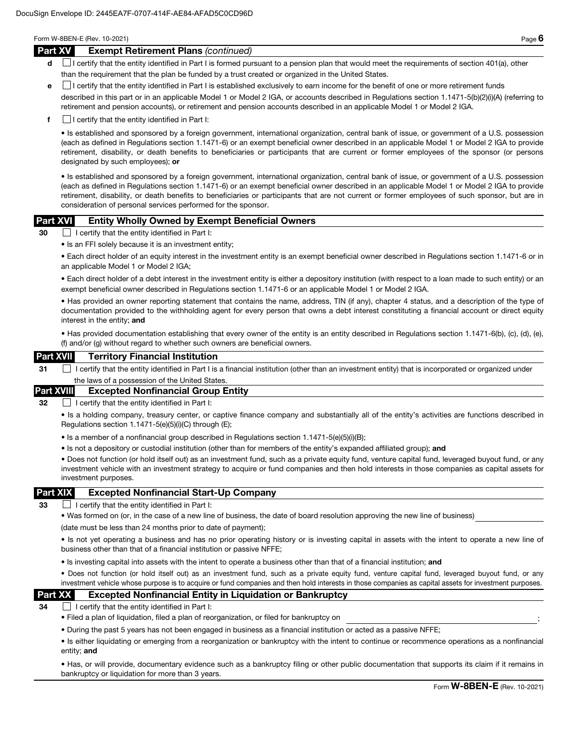## Part XV Exempt Retirement Plans *(continued)*

**d** ☐ I certify that the entity identified in Part I is formed pursuant to a pension plan that would meet the requirements of section 401(a), other than the requirement that the plan be funded by a trust created or organized in the United States.

**e** ☐ I certify that the entity identified in Part I is established exclusively to earn income for the benefit of one or more retirement funds described in this part or in an applicable Model 1 or Model 2 IGA, or accounts described in Regulations section 1.1471-5(b)(2)(i)(A) (referring to retirement and pension accounts), or retirement and pension accounts described in an applicable Model 1 or Model 2 IGA.

**f** ☐ I certify that the entity identified in Part I:

- Is established and sponsored by a foreign government, international organization, central bank of issue, or government of a U.S. possession (each as defined in Regulations section 1.1471-6) or an exempt beneficial owner described in an applicable Model 1 or Model 2 IGA to provide retirement, disability, or death benefits to beneficiaries or participants that are current or former employees of the sponsor (or persons designated by such employees); **or**

- Is established and sponsored by a foreign government, international organization, central bank of issue, or government of a U.S. possession (each as defined in Regulations section 1.1471-6) or an exempt beneficial owner described in an applicable Model 1 or Model 2 IGA to provide retirement, disability, or death benefits to beneficiaries or participants that are not current or former employees of such sponsor, but are in consideration of personal services performed for the sponsor.

## Part XVI Entity Wholly Owned by Exempt Beneficial Owners

**30** ☐ I certify that the entity identified in Part I:

- Is an FFI solely because it is an investment entity;
- Each direct holder of an equity interest in the investment entity is an exempt beneficial owner described in Regulations section 1.1471-6 or in an applicable Model 1 or Model 2 IGA;
- Each direct holder of a debt interest in the investment entity is either a depository institution (with respect to a loan made to such entity) or an exempt beneficial owner described in Regulations section 1.1471-6 or an applicable Model 1 or Model 2 IGA.
- Has provided an owner reporting statement that contains the name, address, TIN (if any), chapter 4 status, and a description of the type of documentation provided to the withholding agent for every person that owns a debt interest constituting a financial account or direct equity interest in the entity; **and**
- Has provided documentation establishing that every owner of the entity is an entity described in Regulations section 1.1471-6(b), (c), (d), (e), (f) and/or (g) without regard to whether such owners are beneficial owners.

## Part XVII Territory Financial Institution

**31** ☐ I certify that the entity identified in Part I is a financial institution (other than an investment entity) that is incorporated or organized under the laws of a possession of the United States.

## Part XVIII Excepted Nonfinancial Group Entity

**32** ☐ I certify that the entity identified in Part I:

- Is a holding company, treasury center, or captive finance company and substantially all of the entity's activities are functions described in Regulations section 1.1471-5(e)(5)(i)(C) through (E);
- Is a member of a nonfinancial group described in Regulations section 1.1471-5(e)(5)(i)(B);
- Is not a depository or custodial institution (other than for members of the entity's expanded affiliated group); **and**
- Does not function (or hold itself out) as an investment fund, such as a private equity fund, venture capital fund, leveraged buyout fund, or any investment vehicle with an investment strategy to acquire or fund companies and then hold interests in those companies as capital assets for investment purposes.

## Part XIX Excepted Nonfinancial Start-Up Company

**33** ☐ I certify that the entity identified in Part I:

- Was formed on (or, in the case of a new line of business, the date of board resolution approving the new line of business) ______________
  (date must be less than 24 months prior to date of payment);
- Is not yet operating a business and has no prior operating history or is investing capital in assets with the intent to operate a new line of business other than that of a financial institution or passive NFFE;
- Is investing capital into assets with the intent to operate a business other than that of a financial institution; **and**
- Does not function (or hold itself out) as an investment fund, such as a private equity fund, venture capital fund, leveraged buyout fund, or any investment vehicle whose purpose is to acquire or fund companies and then hold interests in those companies as capital assets for investment purposes.

## Part XX Excepted Nonfinancial Entity in Liquidation or Bankruptcy

**34** ☐ I certify that the entity identified in Part I:

- Filed a plan of liquidation, filed a plan of reorganization, or filed for bankruptcy on ______________;
- During the past 5 years has not been engaged in business as a financial institution or acted as a passive NFFE;
- Is either liquidating or emerging from a reorganization or bankruptcy with the intent to continue or recommence operations as a nonfinancial entity; **and**
- Has, or will provide, documentary evidence such as a bankruptcy filing or other public documentation that supports its claim if it remains in bankruptcy or liquidation for more than 3 years.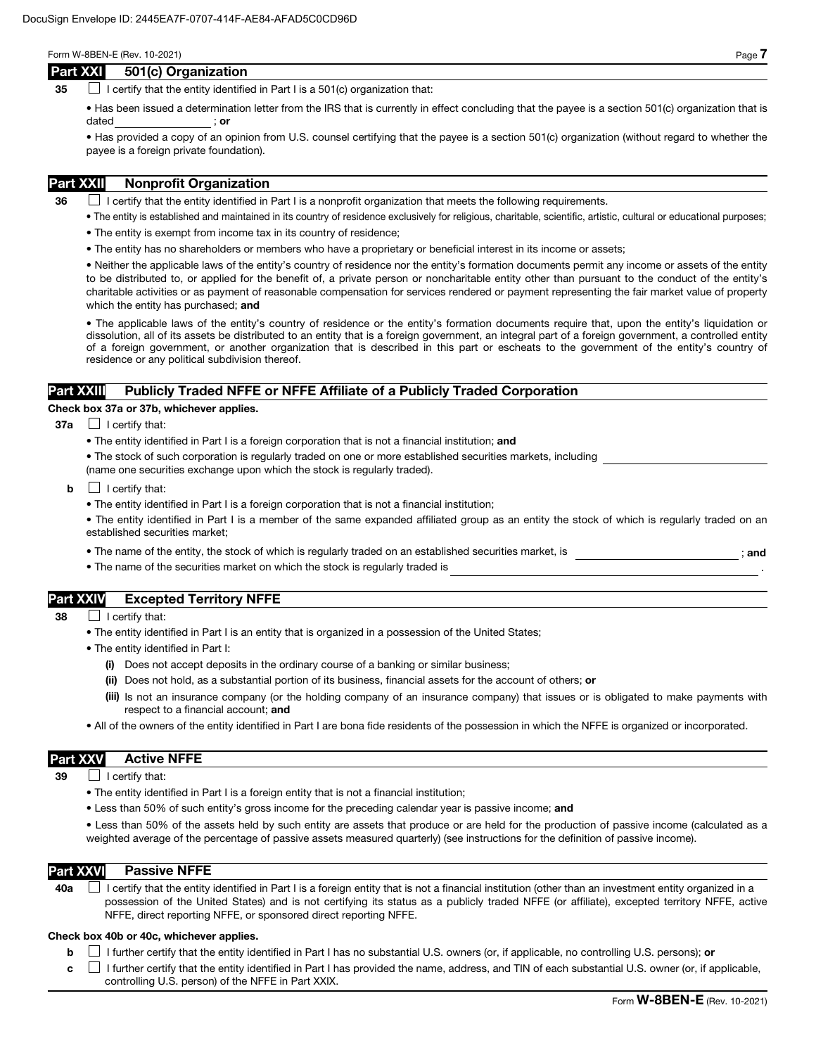## Part XXI 501(c) Organization

**35** ☐ I certify that the entity identified in Part I is a 501(c) organization that:

- Has been issued a determination letter from the IRS that is currently in effect concluding that the payee is a section 501(c) organization that is dated \_\_\_\_\_\_\_\_\_\_\_\_\_\_\_\_ ; **or**
- Has provided a copy of an opinion from U.S. counsel certifying that the payee is a section 501(c) organization (without regard to whether the payee is a foreign private foundation).

## Part XXII Nonprofit Organization

**36** ☐ I certify that the entity identified in Part I is a nonprofit organization that meets the following requirements.

- The entity is established and maintained in its country of residence exclusively for religious, charitable, scientific, artistic, cultural or educational purposes;
- The entity is exempt from income tax in its country of residence;
- The entity has no shareholders or members who have a proprietary or beneficial interest in its income or assets;
- Neither the applicable laws of the entity's country of residence nor the entity's formation documents permit any income or assets of the entity to be distributed to, or applied for the benefit of, a private person or noncharitable entity other than pursuant to the conduct of the entity's charitable activities or as payment of reasonable compensation for services rendered or payment representing the fair market value of property which the entity has purchased; **and**
- The applicable laws of the entity's country of residence or the entity's formation documents require that, upon the entity's liquidation or dissolution, all of its assets be distributed to an entity that is a foreign government, an integral part of a foreign government, a controlled entity of a foreign government, or another organization that is described in this part or escheats to the government of the entity's country of residence or any political subdivision thereof.

## Part XXIII Publicly Traded NFFE or NFFE Affiliate of a Publicly Traded Corporation

**Check box 37a or 37b, whichever applies.**

**37a** ☐ I certify that:

- The entity identified in Part I is a foreign corporation that is not a financial institution; **and**
- The stock of such corporation is regularly traded on one or more established securities markets, including \_\_\_\_\_\_\_\_\_\_\_\_\_\_\_\_\_\_\_\_\_\_\_\_ (name one securities exchange upon which the stock is regularly traded).

**b** ☐ I certify that:

- The entity identified in Part I is a foreign corporation that is not a financial institution;
- The entity identified in Part I is a member of the same expanded affiliated group as an entity the stock of which is regularly traded on an established securities market;
- The name of the entity, the stock of which is regularly traded on an established securities market, is \_\_\_\_\_\_\_\_\_\_\_\_\_\_\_\_\_\_\_\_\_\_\_\_ ; **and**
- The name of the securities market on which the stock is regularly traded is \_\_\_\_\_\_\_\_\_\_\_\_\_\_\_\_\_\_\_\_\_\_\_\_ .

## Part XXIV Excepted Territory NFFE

**38** ☐ I certify that:

- The entity identified in Part I is an entity that is organized in a possession of the United States;
- The entity identified in Part I:
  - **(i)** Does not accept deposits in the ordinary course of a banking or similar business;
  - **(ii)** Does not hold, as a substantial portion of its business, financial assets for the account of others; **or**
  - **(iii)** Is not an insurance company (or the holding company of an insurance company) that issues or is obligated to make payments with respect to a financial account; **and**
- All of the owners of the entity identified in Part I are bona fide residents of the possession in which the NFFE is organized or incorporated.

## Part XXV Active NFFE

**39** ☐ I certify that:

- The entity identified in Part I is a foreign entity that is not a financial institution;
- Less than 50% of such entity's gross income for the preceding calendar year is passive income; **and**
- Less than 50% of the assets held by such entity are assets that produce or are held for the production of passive income (calculated as a weighted average of the percentage of passive assets measured quarterly) (see instructions for the definition of passive income).

## Part XXVI Passive NFFE

**40a** ☐ I certify that the entity identified in Part I is a foreign entity that is not a financial institution (other than an investment entity organized in a possession of the United States) and is not certifying its status as a publicly traded NFFE (or affiliate), excepted territory NFFE, active NFFE, direct reporting NFFE, or sponsored direct reporting NFFE.

**Check box 40b or 40c, whichever applies.**

**b** ☐ I further certify that the entity identified in Part I has no substantial U.S. owners (or, if applicable, no controlling U.S. persons); **or**

**c** ☐ I further certify that the entity identified in Part I has provided the name, address, and TIN of each substantial U.S. owner (or, if applicable, controlling U.S. person) of the NFFE in Part XXIX.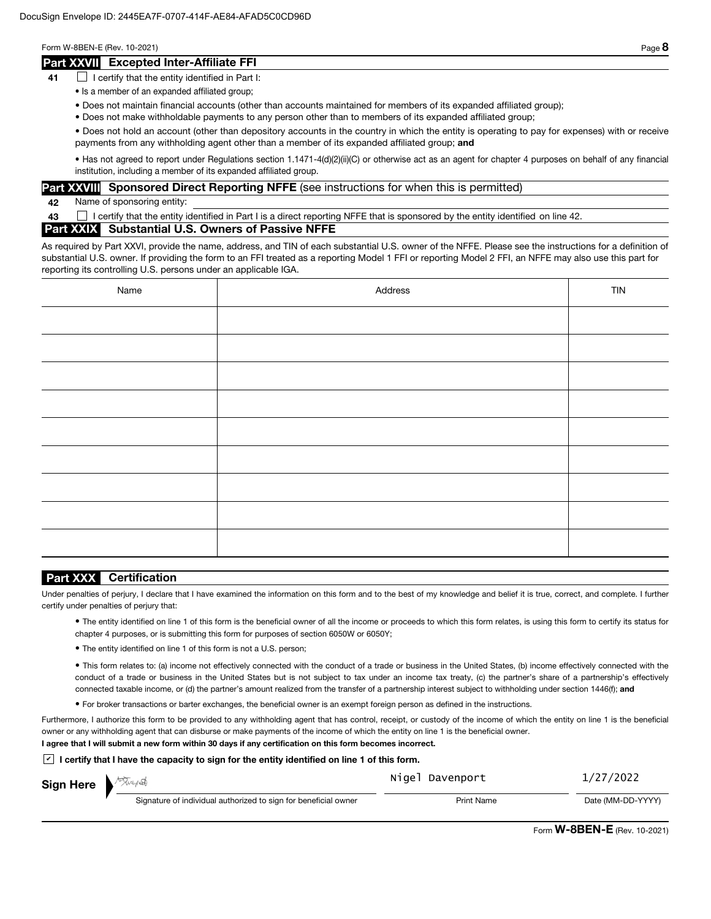DocuSign Envelope ID: 2445EA7F-0707-414F-AE84-AFAD5C0CD96D

## Part XXVII Excepted Inter-Affiliate FFI

**41** ☐ I certify that the entity identified in Part I:

- Is a member of an expanded affiliated group;
- Does not maintain financial accounts (other than accounts maintained for members of its expanded affiliated group);
- Does not make withholdable payments to any person other than to members of its expanded affiliated group;
- Does not hold an account (other than depository accounts in the country in which the entity is operating to pay for expenses) with or receive payments from any withholding agent other than a member of its expanded affiliated group; **and**
- Has not agreed to report under Regulations section 1.1471-4(d)(2)(ii)(C) or otherwise act as an agent for chapter 4 purposes on behalf of any financial institution, including a member of its expanded affiliated group.

## Part XXVIII Sponsored Direct Reporting NFFE (see instructions for when this is permitted)

**42** Name of sponsoring entity:

**43** ☐ I certify that the entity identified in Part I is a direct reporting NFFE that is sponsored by the entity identified on line 42.

## Part XXIX Substantial U.S. Owners of Passive NFFE

As required by Part XXVI, provide the name, address, and TIN of each substantial U.S. owner of the NFFE. Please see the instructions for a definition of substantial U.S. owner. If providing the form to an FFI treated as a reporting Model 1 FFI or reporting Model 2 FFI, an NFFE may also use this part for reporting its controlling U.S. persons under an applicable IGA.

| Name | Address | TIN |
|---|---|---|
| | | |
| | | |
| | | |
| | | |
| | | |
| | | |
| | | |
| | | |
| | | |

## Part XXX Certification

Under penalties of perjury, I declare that I have examined the information on this form and to the best of my knowledge and belief it is true, correct, and complete. I further certify under penalties of perjury that:

- The entity identified on line 1 of this form is the beneficial owner of all the income or proceeds to which this form relates, is using this form to certify its status for chapter 4 purposes, or is submitting this form for purposes of section 6050W or 6050Y;
- The entity identified on line 1 of this form is not a U.S. person;
- This form relates to: (a) income not effectively connected with the conduct of a trade or business in the United States, (b) income effectively connected with the conduct of a trade or business in the United States but is not subject to tax under an income tax treaty, (c) the partner's share of a partnership's effectively connected taxable income, or (d) the partner's amount realized from the transfer of a partnership interest subject to withholding under section 1446(f); **and**
- For broker transactions or barter exchanges, the beneficial owner is an exempt foreign person as defined in the instructions.

Furthermore, I authorize this form to be provided to any withholding agent that has control, receipt, or custody of the income of which the entity on line 1 is the beneficial owner or any withholding agent that can disburse or make payments of the income of which the entity on line 1 is the beneficial owner.

**I agree that I will submit a new form within 30 days if any certification on this form becomes incorrect.**

☑ **I certify that I have the capacity to sign for the entity identified on line 1 of this form.**

**Sign Here**

| Signature of individual authorized to sign for beneficial owner | Print Name | Date (MM-DD-YYYY) |
|---|---|---|
| [signature] | Nigel Davenport | 1/27/2022 |

Form **W-8BEN-E** (Rev. 10-2021)